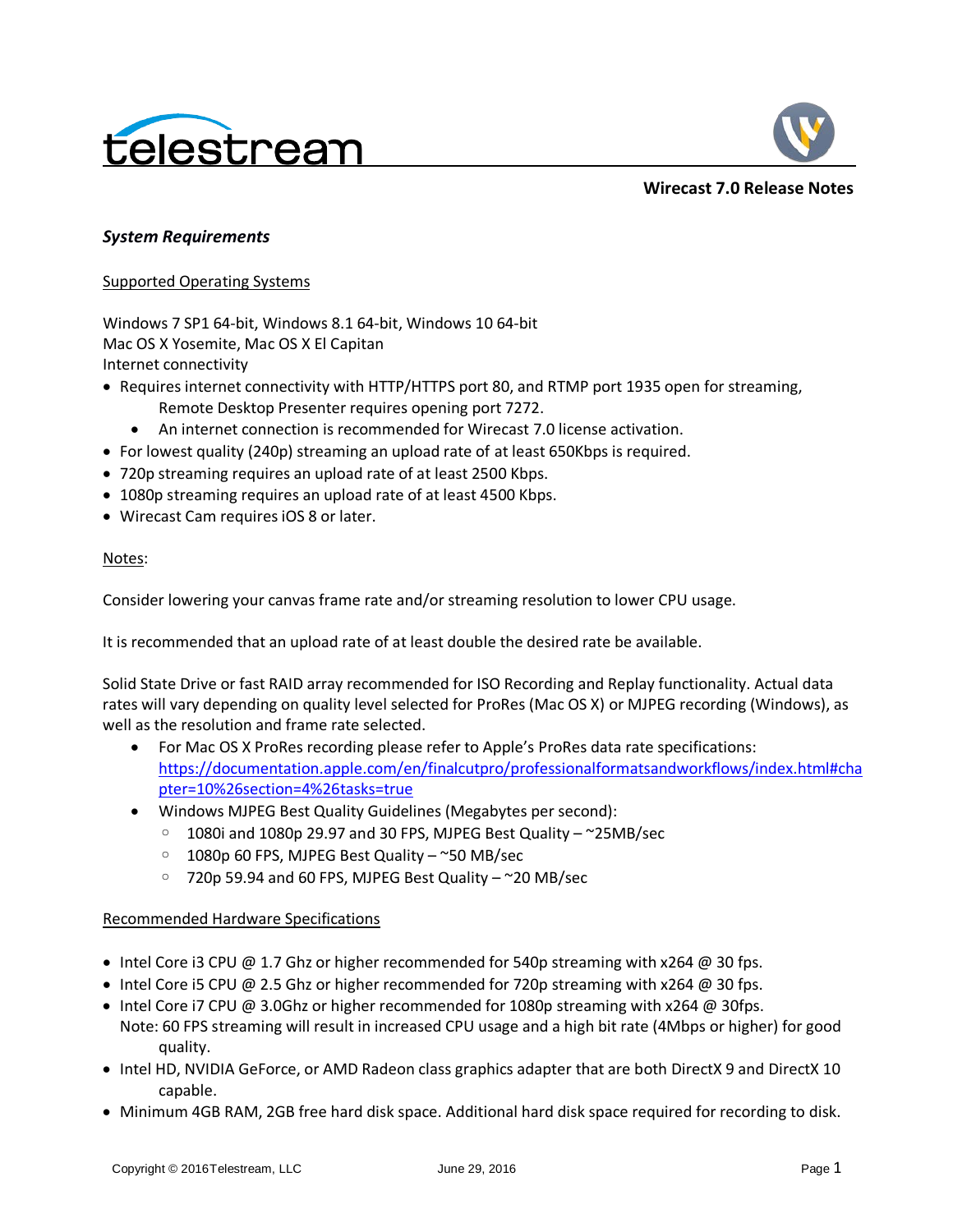**Wirecast 7.0 Release Notes**

## *System Requirements*

<u>Supported Operating Systems</u>

Windows 7 SP1 64-bit, Windows 8.1 64-bit, Windows 10 64-bit
Mac OS X Yosemite, Mac OS X El Capitan
Internet connectivity

- Requires internet connectivity with HTTP/HTTPS port 80, and RTMP port 1935 open for streaming, Remote Desktop Presenter requires opening port 7272.
    - An internet connection is recommended for Wirecast 7.0 license activation.
- For lowest quality (240p) streaming an upload rate of at least 650Kbps is required.
- 720p streaming requires an upload rate of at least 2500 Kbps.
- 1080p streaming requires an upload rate of at least 4500 Kbps.
- Wirecast Cam requires iOS 8 or later.

<u>Notes</u>:

Consider lowering your canvas frame rate and/or streaming resolution to lower CPU usage.

It is recommended that an upload rate of at least double the desired rate be available.

Solid State Drive or fast RAID array recommended for ISO Recording and Replay functionality. Actual data rates will vary depending on quality level selected for ProRes (Mac OS X) or MJPEG recording (Windows), as well as the resolution and frame rate selected.

- For Mac OS X ProRes recording please refer to Apple's ProRes data rate specifications: [https://documentation.apple.com/en/finalcutpro/professionalformatsandworkflows/index.html#chapter=10%26section=4%26tasks=true](https://documentation.apple.com/en/finalcutpro/professionalformatsandworkflows/index.html#chapter=10%26section=4%26tasks=true)
- Windows MJPEG Best Quality Guidelines (Megabytes per second):
    - 1080i and 1080p 29.97 and 30 FPS, MJPEG Best Quality – ~25MB/sec
    - 1080p 60 FPS, MJPEG Best Quality – ~50 MB/sec
    - 720p 59.94 and 60 FPS, MJPEG Best Quality – ~20 MB/sec

<u>Recommended Hardware Specifications</u>

- Intel Core i3 CPU @ 1.7 Ghz or higher recommended for 540p streaming with x264 @ 30 fps.
- Intel Core i5 CPU @ 2.5 Ghz or higher recommended for 720p streaming with x264 @ 30 fps.
- Intel Core i7 CPU @ 3.0Ghz or higher recommended for 1080p streaming with x264 @ 30fps.
  Note: 60 FPS streaming will result in increased CPU usage and a high bit rate (4Mbps or higher) for good quality.
- Intel HD, NVIDIA GeForce, or AMD Radeon class graphics adapter that are both DirectX 9 and DirectX 10 capable.
- Minimum 4GB RAM, 2GB free hard disk space. Additional hard disk space required for recording to disk.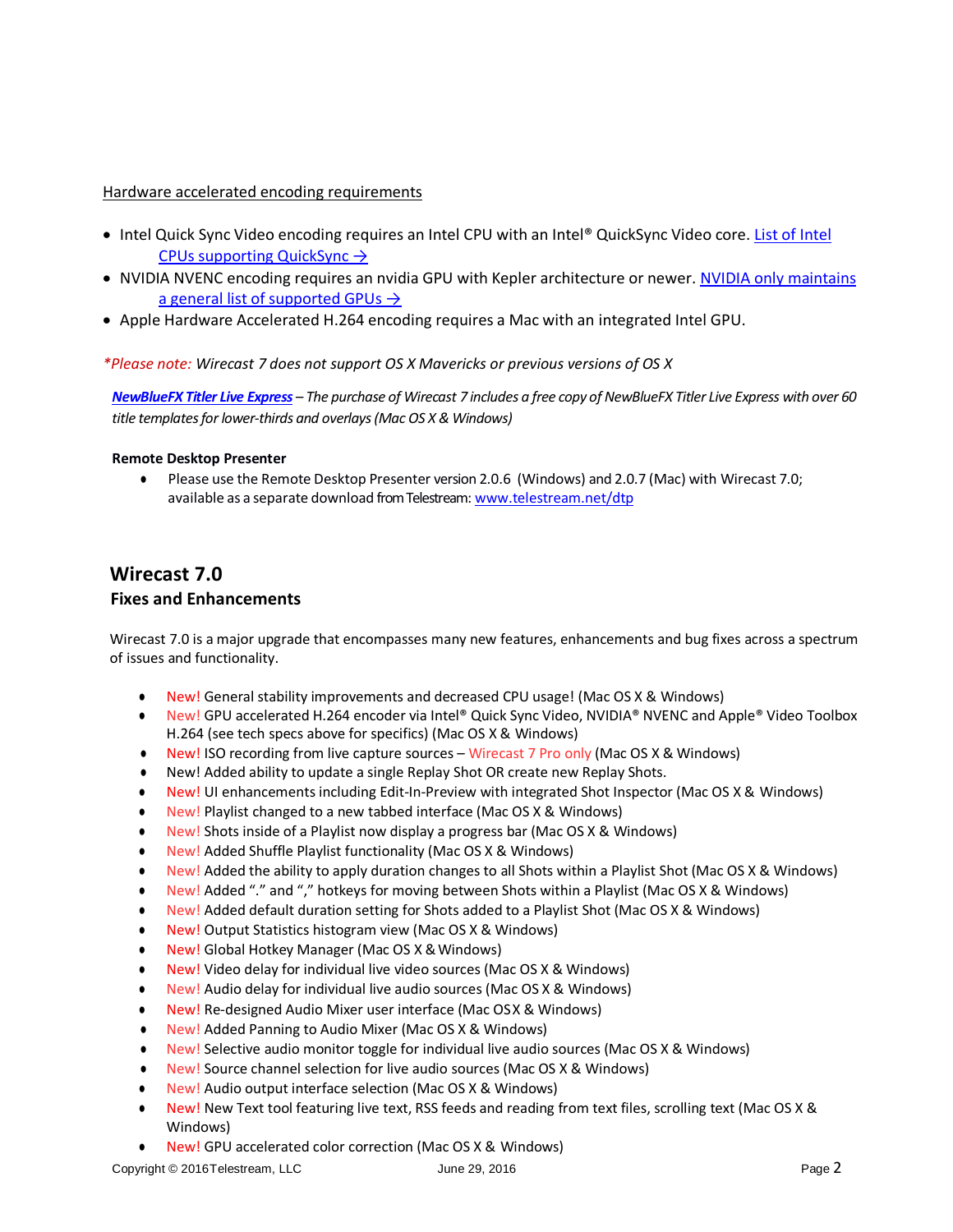Hardware accelerated encoding requirements

- Intel Quick Sync Video encoding requires an Intel CPU with an Intel® QuickSync Video core. [List of Intel CPUs supporting QuickSync →]
- NVIDIA NVENC encoding requires an nvidia GPU with Kepler architecture or newer. [NVIDIA only maintains a general list of supported GPUs →]
- Apple Hardware Accelerated H.264 encoding requires a Mac with an integrated Intel GPU.

**Please note:** *Wirecast 7 does not support OS X Mavericks or previous versions of OS X*

***NewBlueFX Titler Live Express*** *– The purchase of Wirecast 7 includes a free copy of NewBlueFX Titler Live Express with over 60 title templates for lower-thirds and overlays (Mac OS X & Windows)*

**Remote Desktop Presenter**

- Please use the Remote Desktop Presenter version 2.0.6 (Windows) and 2.0.7 (Mac) with Wirecast 7.0; available as a separate download from Telestream: www.telestream.net/dtp

## Wirecast 7.0

### Fixes and Enhancements

Wirecast 7.0 is a major upgrade that encompasses many new features, enhancements and bug fixes across a spectrum of issues and functionality.

- New! General stability improvements and decreased CPU usage! (Mac OS X & Windows)
- New! GPU accelerated H.264 encoder via Intel® Quick Sync Video, NVIDIA® NVENC and Apple® Video Toolbox H.264 (see tech specs above for specifics) (Mac OS X & Windows)
- New! ISO recording from live capture sources – Wirecast 7 Pro only (Mac OS X & Windows)
- New! Added ability to update a single Replay Shot OR create new Replay Shots.
- New! UI enhancements including Edit-In-Preview with integrated Shot Inspector (Mac OS X & Windows)
- New! Playlist changed to a new tabbed interface (Mac OS X & Windows)
- New! Shots inside of a Playlist now display a progress bar (Mac OS X & Windows)
- New! Added Shuffle Playlist functionality (Mac OS X & Windows)
- New! Added the ability to apply duration changes to all Shots within a Playlist Shot (Mac OS X & Windows)
- New! Added "." and "," hotkeys for moving between Shots within a Playlist (Mac OS X & Windows)
- New! Added default duration setting for Shots added to a Playlist Shot (Mac OS X & Windows)
- New! Output Statistics histogram view (Mac OS X & Windows)
- New! Global Hotkey Manager (Mac OS X & Windows)
- New! Video delay for individual live video sources (Mac OS X & Windows)
- New! Audio delay for individual live audio sources (Mac OS X & Windows)
- New! Re-designed Audio Mixer user interface (Mac OS X & Windows)
- New! Added Panning to Audio Mixer (Mac OS X & Windows)
- New! Selective audio monitor toggle for individual live audio sources (Mac OS X & Windows)
- New! Source channel selection for live audio sources (Mac OS X & Windows)
- New! Audio output interface selection (Mac OS X & Windows)
- New! New Text tool featuring live text, RSS feeds and reading from text files, scrolling text (Mac OS X & Windows)
- New! GPU accelerated color correction (Mac OS X & Windows)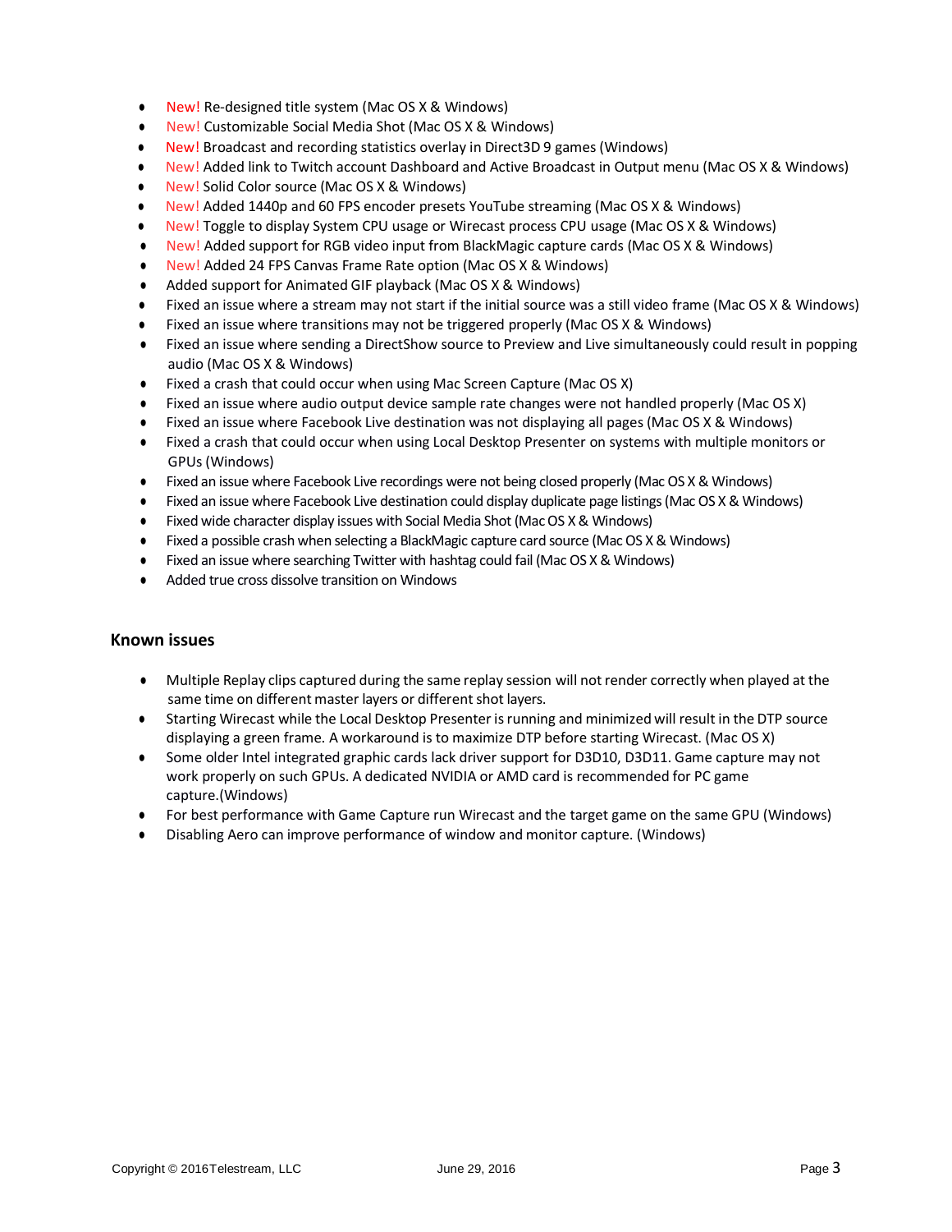- New! Re-designed title system (Mac OS X & Windows)
- New! Customizable Social Media Shot (Mac OS X & Windows)
- New! Broadcast and recording statistics overlay in Direct3D 9 games (Windows)
- New! Added link to Twitch account Dashboard and Active Broadcast in Output menu (Mac OS X & Windows)
- New! Solid Color source (Mac OS X & Windows)
- New! Added 1440p and 60 FPS encoder presets YouTube streaming (Mac OS X & Windows)
- New! Toggle to display System CPU usage or Wirecast process CPU usage (Mac OS X & Windows)
- New! Added support for RGB video input from BlackMagic capture cards (Mac OS X & Windows)
- New! Added 24 FPS Canvas Frame Rate option (Mac OS X & Windows)
- Added support for Animated GIF playback (Mac OS X & Windows)
- Fixed an issue where a stream may not start if the initial source was a still video frame (Mac OS X & Windows)
- Fixed an issue where transitions may not be triggered properly (Mac OS X & Windows)
- Fixed an issue where sending a DirectShow source to Preview and Live simultaneously could result in popping audio (Mac OS X & Windows)
- Fixed a crash that could occur when using Mac Screen Capture (Mac OS X)
- Fixed an issue where audio output device sample rate changes were not handled properly (Mac OS X)
- Fixed an issue where Facebook Live destination was not displaying all pages (Mac OS X & Windows)
- Fixed a crash that could occur when using Local Desktop Presenter on systems with multiple monitors or GPUs (Windows)
- Fixed an issue where Facebook Live recordings were not being closed properly (Mac OS X & Windows)
- Fixed an issue where Facebook Live destination could display duplicate page listings (Mac OS X & Windows)
- Fixed wide character display issues with Social Media Shot (Mac OS X & Windows)
- Fixed a possible crash when selecting a BlackMagic capture card source (Mac OS X & Windows)
- Fixed an issue where searching Twitter with hashtag could fail (Mac OS X & Windows)
- Added true cross dissolve transition on Windows

## Known issues

- Multiple Replay clips captured during the same replay session will not render correctly when played at the same time on different master layers or different shot layers.
- Starting Wirecast while the Local Desktop Presenter is running and minimized will result in the DTP source displaying a green frame. A workaround is to maximize DTP before starting Wirecast. (Mac OS X)
- Some older Intel integrated graphic cards lack driver support for D3D10, D3D11. Game capture may not work properly on such GPUs. A dedicated NVIDIA or AMD card is recommended for PC game capture.(Windows)
- For best performance with Game Capture run Wirecast and the target game on the same GPU (Windows)
- Disabling Aero can improve performance of window and monitor capture. (Windows)